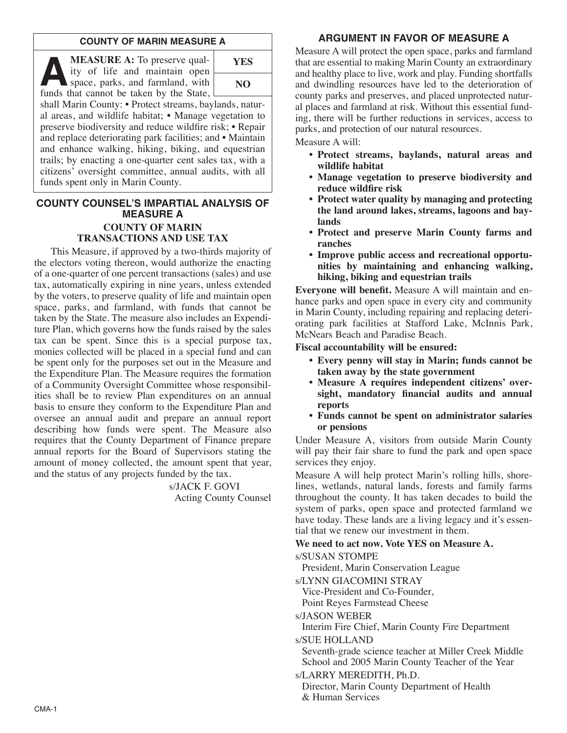## COUNTY OF MARIN MEASURE A

**MEASURE A:** To preserve quality of life and maintain open space, parks, and farmland, with funds that cannot be taken by the State, shall Marin County: • Protect streams, baylands, natural areas, and wildlife habitat; • Manage vegetation to preserve biodiversity and reduce wildfire risk; • Repair and replace deteriorating park facilities; and • Maintain and enhance walking, hiking, biking, and equestrian trails; by enacting a one-quarter cent sales tax, with a citizens' oversight committee, annual audits, with all funds spent only in Marin County.

| YES |
|---|
| NO |

## COUNTY COUNSEL'S IMPARTIAL ANALYSIS OF MEASURE A

### COUNTY OF MARIN TRANSACTIONS AND USE TAX

This Measure, if approved by a two-thirds majority of the electors voting thereon, would authorize the enacting of a one-quarter of one percent transactions (sales) and use tax, automatically expiring in nine years, unless extended by the voters, to preserve quality of life and maintain open space, parks, and farmland, with funds that cannot be taken by the State. The measure also includes an Expenditure Plan, which governs how the funds raised by the sales tax can be spent. Since this is a special purpose tax, monies collected will be placed in a special fund and can be spent only for the purposes set out in the Measure and the Expenditure Plan. The Measure requires the formation of a Community Oversight Committee whose responsibilities shall be to review Plan expenditures on an annual basis to ensure they conform to the Expenditure Plan and oversee an annual audit and prepare an annual report describing how funds were spent. The Measure also requires that the County Department of Finance prepare annual reports for the Board of Supervisors stating the amount of money collected, the amount spent that year, and the status of any projects funded by the tax.

s/JACK F. GOVI
Acting County Counsel

## ARGUMENT IN FAVOR OF MEASURE A

Measure A will protect the open space, parks and farmland that are essential to making Marin County an extraordinary and healthy place to live, work and play. Funding shortfalls and dwindling resources have led to the deterioration of county parks and preserves, and placed unprotected natural places and farmland at risk. Without this essential funding, there will be further reductions in services, access to parks, and protection of our natural resources.

Measure A will:

- **Protect streams, baylands, natural areas and wildlife habitat**
- **Manage vegetation to preserve biodiversity and reduce wildfire risk**
- **Protect water quality by managing and protecting the land around lakes, streams, lagoons and baylands**
- **Protect and preserve Marin County farms and ranches**
- **Improve public access and recreational opportunities by maintaining and enhancing walking, hiking, biking and equestrian trails**

**Everyone will benefit.** Measure A will maintain and enhance parks and open space in every city and community in Marin County, including repairing and replacing deteriorating park facilities at Stafford Lake, McInnis Park, McNears Beach and Paradise Beach.

**Fiscal accountability will be ensured:**

- **Every penny will stay in Marin; funds cannot be taken away by the state government**
- **Measure A requires independent citizens' oversight, mandatory financial audits and annual reports**
- **Funds cannot be spent on administrator salaries or pensions**

Under Measure A, visitors from outside Marin County will pay their fair share to fund the park and open space services they enjoy.

Measure A will help protect Marin's rolling hills, shorelines, wetlands, natural lands, forests and family farms throughout the county. It has taken decades to build the system of parks, open space and protected farmland we have today. These lands are a living legacy and it's essential that we renew our investment in them.

**We need to act now. Vote YES on Measure A.**

s/SUSAN STOMPE
President, Marin Conservation League

s/LYNN GIACOMINI STRAY
Vice-President and Co-Founder,
Point Reyes Farmstead Cheese

s/JASON WEBER
Interim Fire Chief, Marin County Fire Department

s/SUE HOLLAND
Seventh-grade science teacher at Miller Creek Middle School and 2005 Marin County Teacher of the Year

s/LARRY MEREDITH, Ph.D.
Director, Marin County Department of Health & Human Services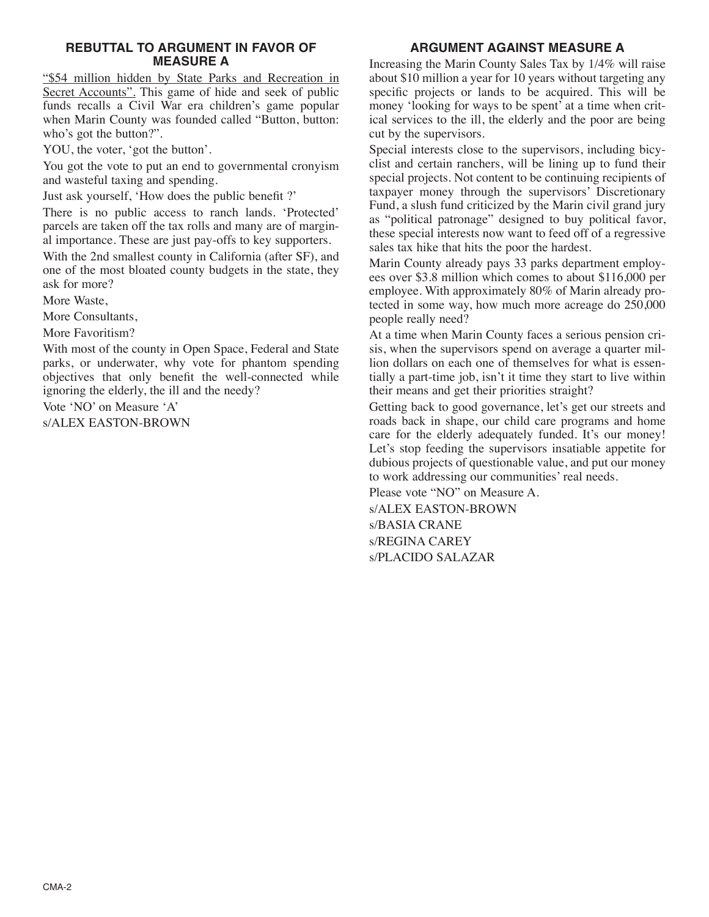## REBUTTAL TO ARGUMENT IN FAVOR OF MEASURE A

"$54 million hidden by State Parks and Recreation in Secret Accounts". This game of hide and seek of public funds recalls a Civil War era children's game popular when Marin County was founded called "Button, button: who's got the button?".

YOU, the voter, 'got the button'.

You got the vote to put an end to governmental cronyism and wasteful taxing and spending.

Just ask yourself, 'How does the public benefit ?'

There is no public access to ranch lands. 'Protected' parcels are taken off the tax rolls and many are of marginal importance. These are just pay-offs to key supporters.

With the 2nd smallest county in California (after SF), and one of the most bloated county budgets in the state, they ask for more?

More Waste,

More Consultants,

More Favoritism?

With most of the county in Open Space, Federal and State parks, or underwater, why vote for phantom spending objectives that only benefit the well-connected while ignoring the elderly, the ill and the needy?

Vote 'NO' on Measure 'A'

s/ALEX EASTON-BROWN

## ARGUMENT AGAINST MEASURE A

Increasing the Marin County Sales Tax by 1/4% will raise about $10 million a year for 10 years without targeting any specific projects or lands to be acquired. This will be money 'looking for ways to be spent' at a time when critical services to the ill, the elderly and the poor are being cut by the supervisors.

Special interests close to the supervisors, including bicyclist and certain ranchers, will be lining up to fund their special projects. Not content to be continuing recipients of taxpayer money through the supervisors' Discretionary Fund, a slush fund criticized by the Marin civil grand jury as "political patronage" designed to buy political favor, these special interests now want to feed off of a regressive sales tax hike that hits the poor the hardest.

Marin County already pays 33 parks department employees over $3.8 million which comes to about $116,000 per employee. With approximately 80% of Marin already protected in some way, how much more acreage do 250,000 people really need?

At a time when Marin County faces a serious pension crisis, when the supervisors spend on average a quarter million dollars on each one of themselves for what is essentially a part-time job, isn't it time they start to live within their means and get their priorities straight?

Getting back to good governance, let's get our streets and roads back in shape, our child care programs and home care for the elderly adequately funded. It's our money! Let's stop feeding the supervisors insatiable appetite for dubious projects of questionable value, and put our money to work addressing our communities' real needs.

Please vote "NO" on Measure A.

s/ALEX EASTON-BROWN

s/BASIA CRANE

s/REGINA CAREY

s/PLACIDO SALAZAR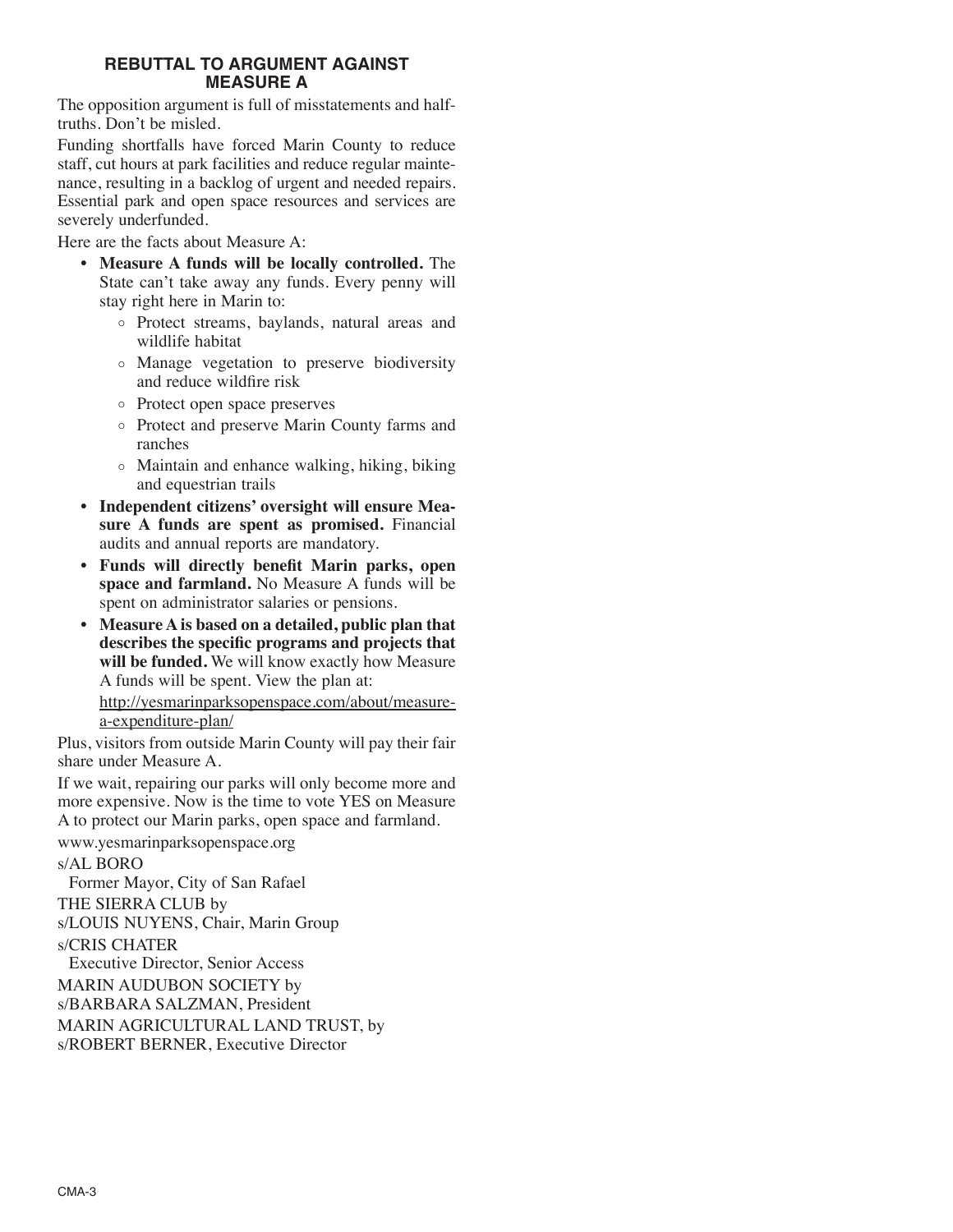## REBUTTAL TO ARGUMENT AGAINST MEASURE A

The opposition argument is full of misstatements and half-truths. Don't be misled.

Funding shortfalls have forced Marin County to reduce staff, cut hours at park facilities and reduce regular maintenance, resulting in a backlog of urgent and needed repairs. Essential park and open space resources and services are severely underfunded.

Here are the facts about Measure A:

- **Measure A funds will be locally controlled.** The State can't take away any funds. Every penny will stay right here in Marin to:
  - Protect streams, baylands, natural areas and wildlife habitat
  - Manage vegetation to preserve biodiversity and reduce wildfire risk
  - Protect open space preserves
  - Protect and preserve Marin County farms and ranches
  - Maintain and enhance walking, hiking, biking and equestrian trails
- **Independent citizens' oversight will ensure Measure A funds are spent as promised.** Financial audits and annual reports are mandatory.
- **Funds will directly benefit Marin parks, open space and farmland.** No Measure A funds will be spent on administrator salaries or pensions.
- **Measure A is based on a detailed, public plan that describes the specific programs and projects that will be funded.** We will know exactly how Measure A funds will be spent. View the plan at: http://yesmarinparksopenspace.com/about/measure-a-expenditure-plan/

Plus, visitors from outside Marin County will pay their fair share under Measure A.

If we wait, repairing our parks will only become more and more expensive. Now is the time to vote YES on Measure A to protect our Marin parks, open space and farmland.

www.yesmarinparksopenspace.org

s/AL BORO
Former Mayor, City of San Rafael

THE SIERRA CLUB by
s/LOUIS NUYENS, Chair, Marin Group

s/CRIS CHATER
Executive Director, Senior Access

MARIN AUDUBON SOCIETY by
s/BARBARA SALZMAN, President

MARIN AGRICULTURAL LAND TRUST, by
s/ROBERT BERNER, Executive Director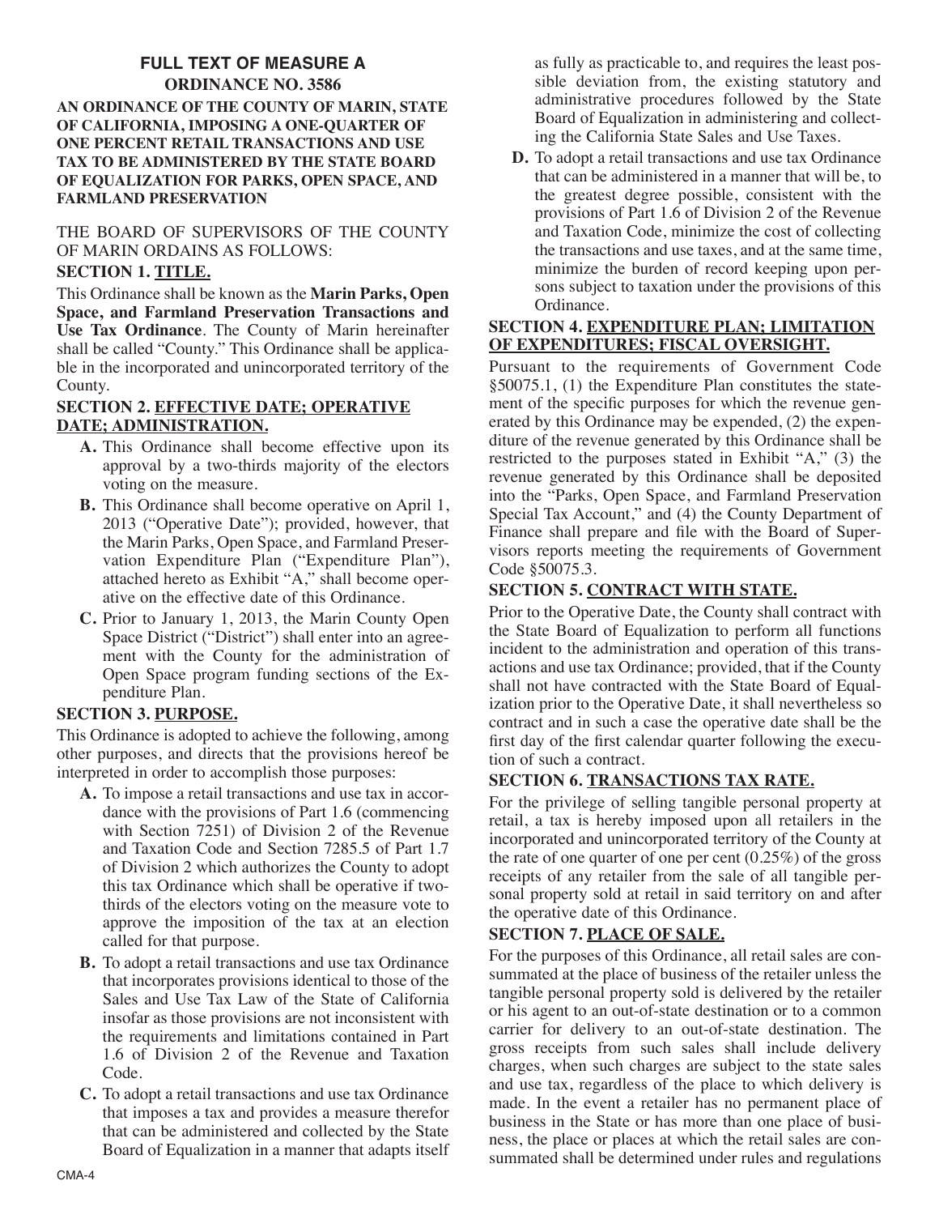# FULL TEXT OF MEASURE A

## ORDINANCE NO. 3586

**AN ORDINANCE OF THE COUNTY OF MARIN, STATE OF CALIFORNIA, IMPOSING A ONE-QUARTER OF ONE PERCENT RETAIL TRANSACTIONS AND USE TAX TO BE ADMINISTERED BY THE STATE BOARD OF EQUALIZATION FOR PARKS, OPEN SPACE, AND FARMLAND PRESERVATION**

THE BOARD OF SUPERVISORS OF THE COUNTY OF MARIN ORDAINS AS FOLLOWS:

### SECTION 1. TITLE.

This Ordinance shall be known as the **Marin Parks, Open Space, and Farmland Preservation Transactions and Use Tax Ordinance**. The County of Marin hereinafter shall be called "County." This Ordinance shall be applicable in the incorporated and unincorporated territory of the County.

### SECTION 2. EFFECTIVE DATE; OPERATIVE DATE; ADMINISTRATION.

**A.** This Ordinance shall become effective upon its approval by a two-thirds majority of the electors voting on the measure.

**B.** This Ordinance shall become operative on April 1, 2013 ("Operative Date"); provided, however, that the Marin Parks, Open Space, and Farmland Preservation Expenditure Plan ("Expenditure Plan"), attached hereto as Exhibit "A," shall become operative on the effective date of this Ordinance.

**C.** Prior to January 1, 2013, the Marin County Open Space District ("District") shall enter into an agreement with the County for the administration of Open Space program funding sections of the Expenditure Plan.

### SECTION 3. PURPOSE.

This Ordinance is adopted to achieve the following, among other purposes, and directs that the provisions hereof be interpreted in order to accomplish those purposes:

**A.** To impose a retail transactions and use tax in accordance with the provisions of Part 1.6 (commencing with Section 7251) of Division 2 of the Revenue and Taxation Code and Section 7285.5 of Part 1.7 of Division 2 which authorizes the County to adopt this tax Ordinance which shall be operative if two-thirds of the electors voting on the measure vote to approve the imposition of the tax at an election called for that purpose.

**B.** To adopt a retail transactions and use tax Ordinance that incorporates provisions identical to those of the Sales and Use Tax Law of the State of California insofar as those provisions are not inconsistent with the requirements and limitations contained in Part 1.6 of Division 2 of the Revenue and Taxation Code.

**C.** To adopt a retail transactions and use tax Ordinance that imposes a tax and provides a measure therefor that can be administered and collected by the State Board of Equalization in a manner that adapts itself as fully as practicable to, and requires the least possible deviation from, the existing statutory and administrative procedures followed by the State Board of Equalization in administering and collecting the California State Sales and Use Taxes.

**D.** To adopt a retail transactions and use tax Ordinance that can be administered in a manner that will be, to the greatest degree possible, consistent with the provisions of Part 1.6 of Division 2 of the Revenue and Taxation Code, minimize the cost of collecting the transactions and use taxes, and at the same time, minimize the burden of record keeping upon persons subject to taxation under the provisions of this Ordinance.

### SECTION 4. EXPENDITURE PLAN; LIMITATION OF EXPENDITURES; FISCAL OVERSIGHT.

Pursuant to the requirements of Government Code §50075.1, (1) the Expenditure Plan constitutes the statement of the specific purposes for which the revenue generated by this Ordinance may be expended, (2) the expenditure of the revenue generated by this Ordinance shall be restricted to the purposes stated in Exhibit "A," (3) the revenue generated by this Ordinance shall be deposited into the "Parks, Open Space, and Farmland Preservation Special Tax Account," and (4) the County Department of Finance shall prepare and file with the Board of Supervisors reports meeting the requirements of Government Code §50075.3.

### SECTION 5. CONTRACT WITH STATE.

Prior to the Operative Date, the County shall contract with the State Board of Equalization to perform all functions incident to the administration and operation of this transactions and use tax Ordinance; provided, that if the County shall not have contracted with the State Board of Equalization prior to the Operative Date, it shall nevertheless so contract and in such a case the operative date shall be the first day of the first calendar quarter following the execution of such a contract.

### SECTION 6. TRANSACTIONS TAX RATE.

For the privilege of selling tangible personal property at retail, a tax is hereby imposed upon all retailers in the incorporated and unincorporated territory of the County at the rate of one quarter of one per cent (0.25%) of the gross receipts of any retailer from the sale of all tangible personal property sold at retail in said territory on and after the operative date of this Ordinance.

### SECTION 7. PLACE OF SALE.

For the purposes of this Ordinance, all retail sales are consummated at the place of business of the retailer unless the tangible personal property sold is delivered by the retailer or his agent to an out-of-state destination or to a common carrier for delivery to an out-of-state destination. The gross receipts from such sales shall include delivery charges, when such charges are subject to the state sales and use tax, regardless of the place to which delivery is made. In the event a retailer has no permanent place of business in the State or has more than one place of business, the place or places at which the retail sales are consummated shall be determined under rules and regulations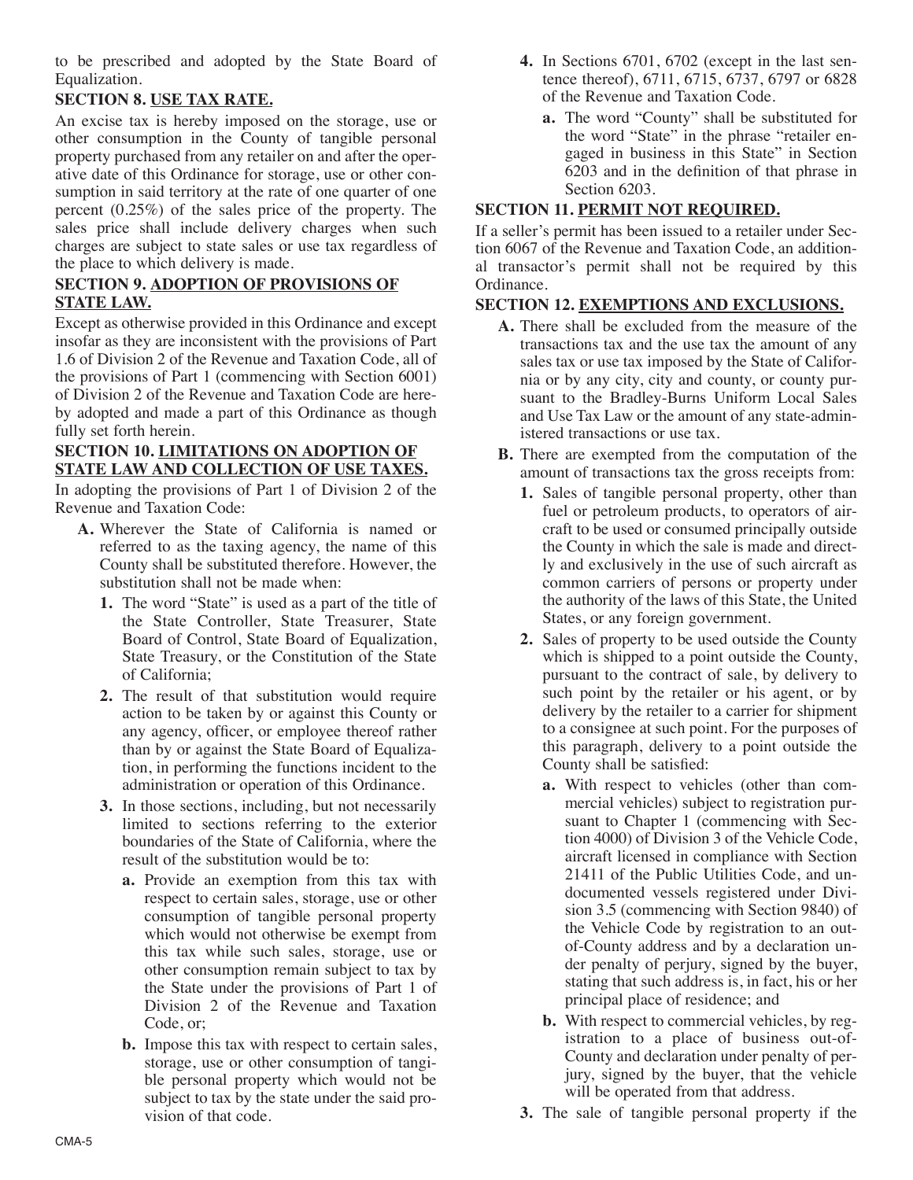to be prescribed and adopted by the State Board of Equalization.

**SECTION 8. USE TAX RATE.**

An excise tax is hereby imposed on the storage, use or other consumption in the County of tangible personal property purchased from any retailer on and after the operative date of this Ordinance for storage, use or other consumption in said territory at the rate of one quarter of one percent (0.25%) of the sales price of the property. The sales price shall include delivery charges when such charges are subject to state sales or use tax regardless of the place to which delivery is made.

**SECTION 9. ADOPTION OF PROVISIONS OF STATE LAW.**

Except as otherwise provided in this Ordinance and except insofar as they are inconsistent with the provisions of Part 1.6 of Division 2 of the Revenue and Taxation Code, all of the provisions of Part 1 (commencing with Section 6001) of Division 2 of the Revenue and Taxation Code are hereby adopted and made a part of this Ordinance as though fully set forth herein.

**SECTION 10. LIMITATIONS ON ADOPTION OF STATE LAW AND COLLECTION OF USE TAXES.**

In adopting the provisions of Part 1 of Division 2 of the Revenue and Taxation Code:

- **A.** Wherever the State of California is named or referred to as the taxing agency, the name of this County shall be substituted therefore. However, the substitution shall not be made when:
  - **1.** The word "State" is used as a part of the title of the State Controller, State Treasurer, State Board of Control, State Board of Equalization, State Treasury, or the Constitution of the State of California;
  - **2.** The result of that substitution would require action to be taken by or against this County or any agency, officer, or employee thereof rather than by or against the State Board of Equalization, in performing the functions incident to the administration or operation of this Ordinance.
  - **3.** In those sections, including, but not necessarily limited to sections referring to the exterior boundaries of the State of California, where the result of the substitution would be to:
    - **a.** Provide an exemption from this tax with respect to certain sales, storage, use or other consumption of tangible personal property which would not otherwise be exempt from this tax while such sales, storage, use or other consumption remain subject to tax by the State under the provisions of Part 1 of Division 2 of the Revenue and Taxation Code, or;
    - **b.** Impose this tax with respect to certain sales, storage, use or other consumption of tangible personal property which would not be subject to tax by the state under the said provision of that code.
  - **4.** In Sections 6701, 6702 (except in the last sentence thereof), 6711, 6715, 6737, 6797 or 6828 of the Revenue and Taxation Code.
    - **a.** The word "County" shall be substituted for the word "State" in the phrase "retailer engaged in business in this State" in Section 6203 and in the definition of that phrase in Section 6203.

**SECTION 11. PERMIT NOT REQUIRED.**

If a seller's permit has been issued to a retailer under Section 6067 of the Revenue and Taxation Code, an additional transactor's permit shall not be required by this Ordinance.

**SECTION 12. EXEMPTIONS AND EXCLUSIONS.**

- **A.** There shall be excluded from the measure of the transactions tax and the use tax the amount of any sales tax or use tax imposed by the State of California or by any city, city and county, or county pursuant to the Bradley-Burns Uniform Local Sales and Use Tax Law or the amount of any state-administered transactions or use tax.
- **B.** There are exempted from the computation of the amount of transactions tax the gross receipts from:
  - **1.** Sales of tangible personal property, other than fuel or petroleum products, to operators of aircraft to be used or consumed principally outside the County in which the sale is made and directly and exclusively in the use of such aircraft as common carriers of persons or property under the authority of the laws of this State, the United States, or any foreign government.
  - **2.** Sales of property to be used outside the County which is shipped to a point outside the County, pursuant to the contract of sale, by delivery to such point by the retailer or his agent, or by delivery by the retailer to a carrier for shipment to a consignee at such point. For the purposes of this paragraph, delivery to a point outside the County shall be satisfied:
    - **a.** With respect to vehicles (other than commercial vehicles) subject to registration pursuant to Chapter 1 (commencing with Section 4000) of Division 3 of the Vehicle Code, aircraft licensed in compliance with Section 21411 of the Public Utilities Code, and undocumented vessels registered under Division 3.5 (commencing with Section 9840) of the Vehicle Code by registration to an out-of-County address and by a declaration under penalty of perjury, signed by the buyer, stating that such address is, in fact, his or her principal place of residence; and
    - **b.** With respect to commercial vehicles, by registration to a place of business out-of-County and declaration under penalty of perjury, signed by the buyer, that the vehicle will be operated from that address.
  - **3.** The sale of tangible personal property if the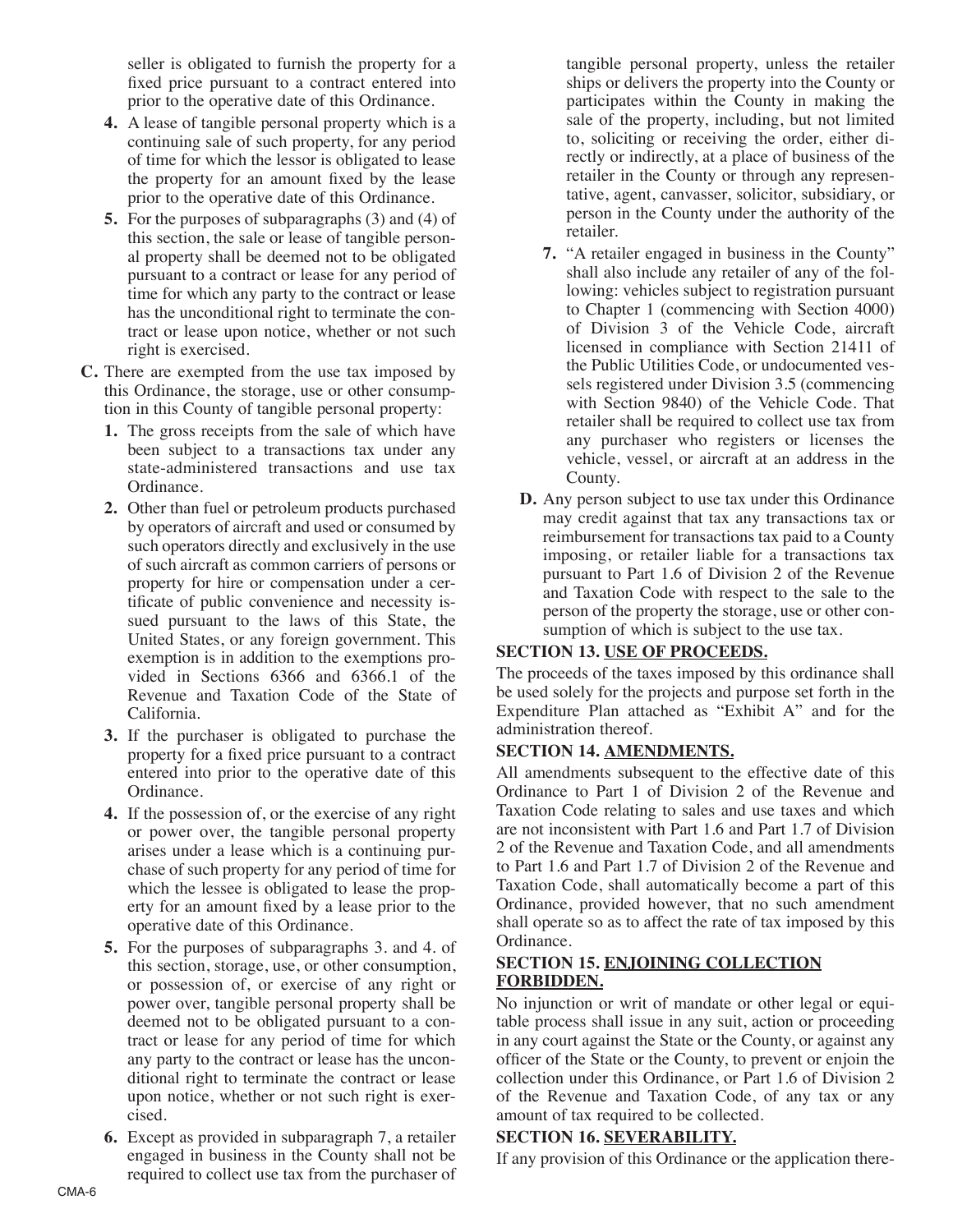seller is obligated to furnish the property for a fixed price pursuant to a contract entered into prior to the operative date of this Ordinance.

4. A lease of tangible personal property which is a continuing sale of such property, for any period of time for which the lessor is obligated to lease the property for an amount fixed by the lease prior to the operative date of this Ordinance.
5. For the purposes of subparagraphs (3) and (4) of this section, the sale or lease of tangible personal property shall be deemed not to be obligated pursuant to a contract or lease for any period of time for which any party to the contract or lease has the unconditional right to terminate the contract or lease upon notice, whether or not such right is exercised.

**C.** There are exempted from the use tax imposed by this Ordinance, the storage, use or other consumption in this County of tangible personal property:

1. The gross receipts from the sale of which have been subject to a transactions tax under any state-administered transactions and use tax Ordinance.
2. Other than fuel or petroleum products purchased by operators of aircraft and used or consumed by such operators directly and exclusively in the use of such aircraft as common carriers of persons or property for hire or compensation under a certificate of public convenience and necessity issued pursuant to the laws of this State, the United States, or any foreign government. This exemption is in addition to the exemptions provided in Sections 6366 and 6366.1 of the Revenue and Taxation Code of the State of California.
3. If the purchaser is obligated to purchase the property for a fixed price pursuant to a contract entered into prior to the operative date of this Ordinance.
4. If the possession of, or the exercise of any right or power over, the tangible personal property arises under a lease which is a continuing purchase of such property for any period of time for which the lessee is obligated to lease the property for an amount fixed by a lease prior to the operative date of this Ordinance.
5. For the purposes of subparagraphs 3. and 4. of this section, storage, use, or other consumption, or possession of, or exercise of any right or power over, tangible personal property shall be deemed not to be obligated pursuant to a contract or lease for any period of time for which any party to the contract or lease has the unconditional right to terminate the contract or lease upon notice, whether or not such right is exercised.
6. Except as provided in subparagraph 7, a retailer engaged in business in the County shall not be required to collect use tax from the purchaser of tangible personal property, unless the retailer ships or delivers the property into the County or participates within the County in making the sale of the property, including, but not limited to, soliciting or receiving the order, either directly or indirectly, at a place of business of the retailer in the County or through any representative, agent, canvasser, solicitor, subsidiary, or person in the County under the authority of the retailer.
7. "A retailer engaged in business in the County" shall also include any retailer of any of the following: vehicles subject to registration pursuant to Chapter 1 (commencing with Section 4000) of Division 3 of the Vehicle Code, aircraft licensed in compliance with Section 21411 of the Public Utilities Code, or undocumented vessels registered under Division 3.5 (commencing with Section 9840) of the Vehicle Code. That retailer shall be required to collect use tax from any purchaser who registers or licenses the vehicle, vessel, or aircraft at an address in the County.

**D.** Any person subject to use tax under this Ordinance may credit against that tax any transactions tax or reimbursement for transactions tax paid to a County imposing, or retailer liable for a transactions tax pursuant to Part 1.6 of Division 2 of the Revenue and Taxation Code with respect to the sale to the person of the property the storage, use or other consumption of which is subject to the use tax.

**SECTION 13. USE OF PROCEEDS.**

The proceeds of the taxes imposed by this ordinance shall be used solely for the projects and purpose set forth in the Expenditure Plan attached as "Exhibit A" and for the administration thereof.

**SECTION 14. AMENDMENTS.**

All amendments subsequent to the effective date of this Ordinance to Part 1 of Division 2 of the Revenue and Taxation Code relating to sales and use taxes and which are not inconsistent with Part 1.6 and Part 1.7 of Division 2 of the Revenue and Taxation Code, and all amendments to Part 1.6 and Part 1.7 of Division 2 of the Revenue and Taxation Code, shall automatically become a part of this Ordinance, provided however, that no such amendment shall operate so as to affect the rate of tax imposed by this Ordinance.

**SECTION 15. ENJOINING COLLECTION FORBIDDEN.**

No injunction or writ of mandate or other legal or equitable process shall issue in any suit, action or proceeding in any court against the State or the County, or against any officer of the State or the County, to prevent or enjoin the collection under this Ordinance, or Part 1.6 of Division 2 of the Revenue and Taxation Code, of any tax or any amount of tax required to be collected.

**SECTION 16. SEVERABILITY.**

If any provision of this Ordinance or the application there-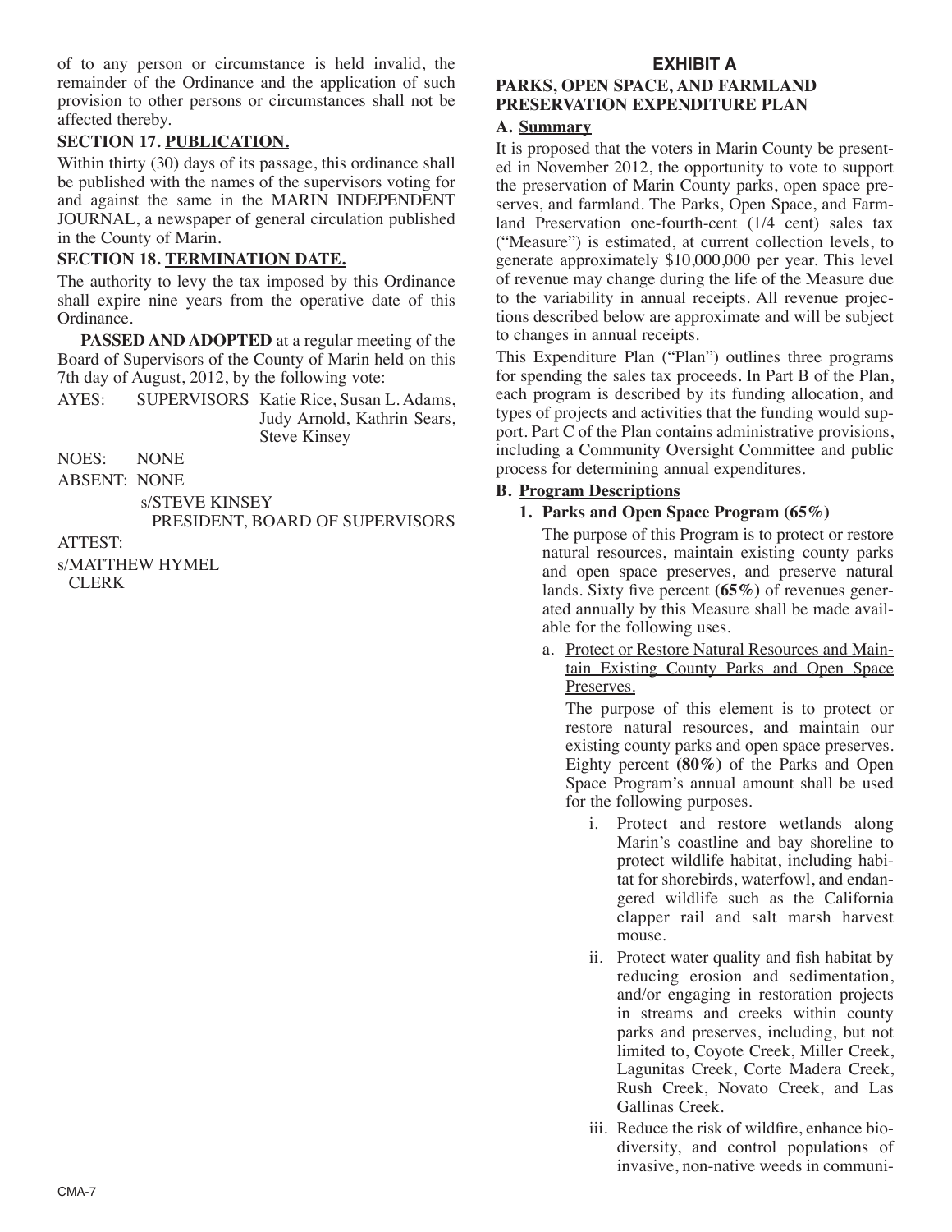of to any person or circumstance is held invalid, the remainder of the Ordinance and the application of such provision to other persons or circumstances shall not be affected thereby.

**SECTION 17. PUBLICATION.**

Within thirty (30) days of its passage, this ordinance shall be published with the names of the supervisors voting for and against the same in the MARIN INDEPENDENT JOURNAL, a newspaper of general circulation published in the County of Marin.

**SECTION 18. TERMINATION DATE.**

The authority to levy the tax imposed by this Ordinance shall expire nine years from the operative date of this Ordinance.

**PASSED AND ADOPTED** at a regular meeting of the Board of Supervisors of the County of Marin held on this 7th day of August, 2012, by the following vote:

AYES: SUPERVISORS Katie Rice, Susan L. Adams, Judy Arnold, Kathrin Sears, Steve Kinsey

NOES: NONE

ABSENT: NONE

s/STEVE KINSEY
PRESIDENT, BOARD OF SUPERVISORS

ATTEST:

s/MATTHEW HYMEL
CLERK

**EXHIBIT A**

**PARKS, OPEN SPACE, AND FARMLAND PRESERVATION EXPENDITURE PLAN**

**A. Summary**

It is proposed that the voters in Marin County be presented in November 2012, the opportunity to vote to support the preservation of Marin County parks, open space preserves, and farmland. The Parks, Open Space, and Farmland Preservation one-fourth-cent (1/4 cent) sales tax ("Measure") is estimated, at current collection levels, to generate approximately $10,000,000 per year. This level of revenue may change during the life of the Measure due to the variability in annual receipts. All revenue projections described below are approximate and will be subject to changes in annual receipts.

This Expenditure Plan ("Plan") outlines three programs for spending the sales tax proceeds. In Part B of the Plan, each program is described by its funding allocation, and types of projects and activities that the funding would support. Part C of the Plan contains administrative provisions, including a Community Oversight Committee and public process for determining annual expenditures.

**B. Program Descriptions**

**1. Parks and Open Space Program (65%)**

The purpose of this Program is to protect or restore natural resources, maintain existing county parks and open space preserves, and preserve natural lands. Sixty five percent **(65%)** of revenues generated annually by this Measure shall be made available for the following uses.

a. Protect or Restore Natural Resources and Maintain Existing County Parks and Open Space Preserves.

The purpose of this element is to protect or restore natural resources, and maintain our existing county parks and open space preserves. Eighty percent **(80%)** of the Parks and Open Space Program's annual amount shall be used for the following purposes.

i. Protect and restore wetlands along Marin's coastline and bay shoreline to protect wildlife habitat, including habitat for shorebirds, waterfowl, and endangered wildlife such as the California clapper rail and salt marsh harvest mouse.

ii. Protect water quality and fish habitat by reducing erosion and sedimentation, and/or engaging in restoration projects in streams and creeks within county parks and preserves, including, but not limited to, Coyote Creek, Miller Creek, Lagunitas Creek, Corte Madera Creek, Rush Creek, Novato Creek, and Las Gallinas Creek.

iii. Reduce the risk of wildfire, enhance biodiversity, and control populations of invasive, non-native weeds in communi-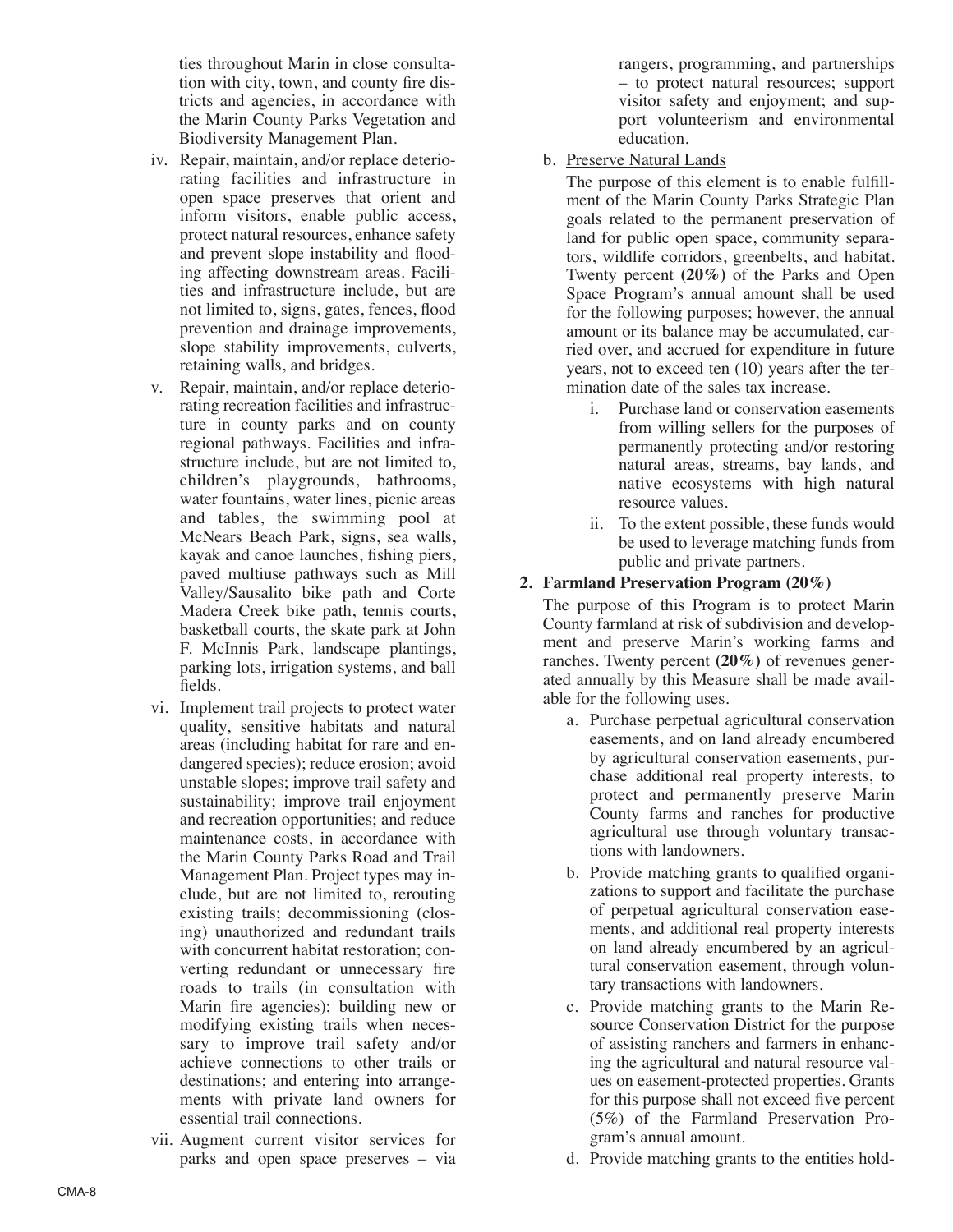ties throughout Marin in close consultation with city, town, and county fire districts and agencies, in accordance with the Marin County Parks Vegetation and Biodiversity Management Plan.

iv. Repair, maintain, and/or replace deteriorating facilities and infrastructure in open space preserves that orient and inform visitors, enable public access, protect natural resources, enhance safety and prevent slope instability and flooding affecting downstream areas. Facilities and infrastructure include, but are not limited to, signs, gates, fences, flood prevention and drainage improvements, slope stability improvements, culverts, retaining walls, and bridges.

v. Repair, maintain, and/or replace deteriorating recreation facilities and infrastructure in county parks and on county regional pathways. Facilities and infrastructure include, but are not limited to, children's playgrounds, bathrooms, water fountains, water lines, picnic areas and tables, the swimming pool at McNears Beach Park, signs, sea walls, kayak and canoe launches, fishing piers, paved multiuse pathways such as Mill Valley/Sausalito bike path and Corte Madera Creek bike path, tennis courts, basketball courts, the skate park at John F. McInnis Park, landscape plantings, parking lots, irrigation systems, and ball fields.

vi. Implement trail projects to protect water quality, sensitive habitats and natural areas (including habitat for rare and endangered species); reduce erosion; avoid unstable slopes; improve trail safety and sustainability; improve trail enjoyment and recreation opportunities; and reduce maintenance costs, in accordance with the Marin County Parks Road and Trail Management Plan. Project types may include, but are not limited to, rerouting existing trails; decommissioning (closing) unauthorized and redundant trails with concurrent habitat restoration; converting redundant or unnecessary fire roads to trails (in consultation with Marin fire agencies); building new or modifying existing trails when necessary to improve trail safety and/or achieve connections to other trails or destinations; and entering into arrangements with private land owners for essential trail connections.

vii. Augment current visitor services for parks and open space preserves – via rangers, programming, and partnerships – to protect natural resources; support visitor safety and enjoyment; and support volunteerism and environmental education.

b. Preserve Natural Lands

The purpose of this element is to enable fulfillment of the Marin County Parks Strategic Plan goals related to the permanent preservation of land for public open space, community separators, wildlife corridors, greenbelts, and habitat. Twenty percent **(20%)** of the Parks and Open Space Program's annual amount shall be used for the following purposes; however, the annual amount or its balance may be accumulated, carried over, and accrued for expenditure in future years, not to exceed ten (10) years after the termination date of the sales tax increase.

i. Purchase land or conservation easements from willing sellers for the purposes of permanently protecting and/or restoring natural areas, streams, bay lands, and native ecosystems with high natural resource values.

ii. To the extent possible, these funds would be used to leverage matching funds from public and private partners.

**2. Farmland Preservation Program (20%)**

The purpose of this Program is to protect Marin County farmland at risk of subdivision and development and preserve Marin's working farms and ranches. Twenty percent **(20%)** of revenues generated annually by this Measure shall be made available for the following uses.

a. Purchase perpetual agricultural conservation easements, and on land already encumbered by agricultural conservation easements, purchase additional real property interests, to protect and permanently preserve Marin County farms and ranches for productive agricultural use through voluntary transactions with landowners.

b. Provide matching grants to qualified organizations to support and facilitate the purchase of perpetual agricultural conservation easements, and additional real property interests on land already encumbered by an agricultural conservation easement, through voluntary transactions with landowners.

c. Provide matching grants to the Marin Resource Conservation District for the purpose of assisting ranchers and farmers in enhancing the agricultural and natural resource values on easement-protected properties. Grants for this purpose shall not exceed five percent (5%) of the Farmland Preservation Program's annual amount.

d. Provide matching grants to the entities hold-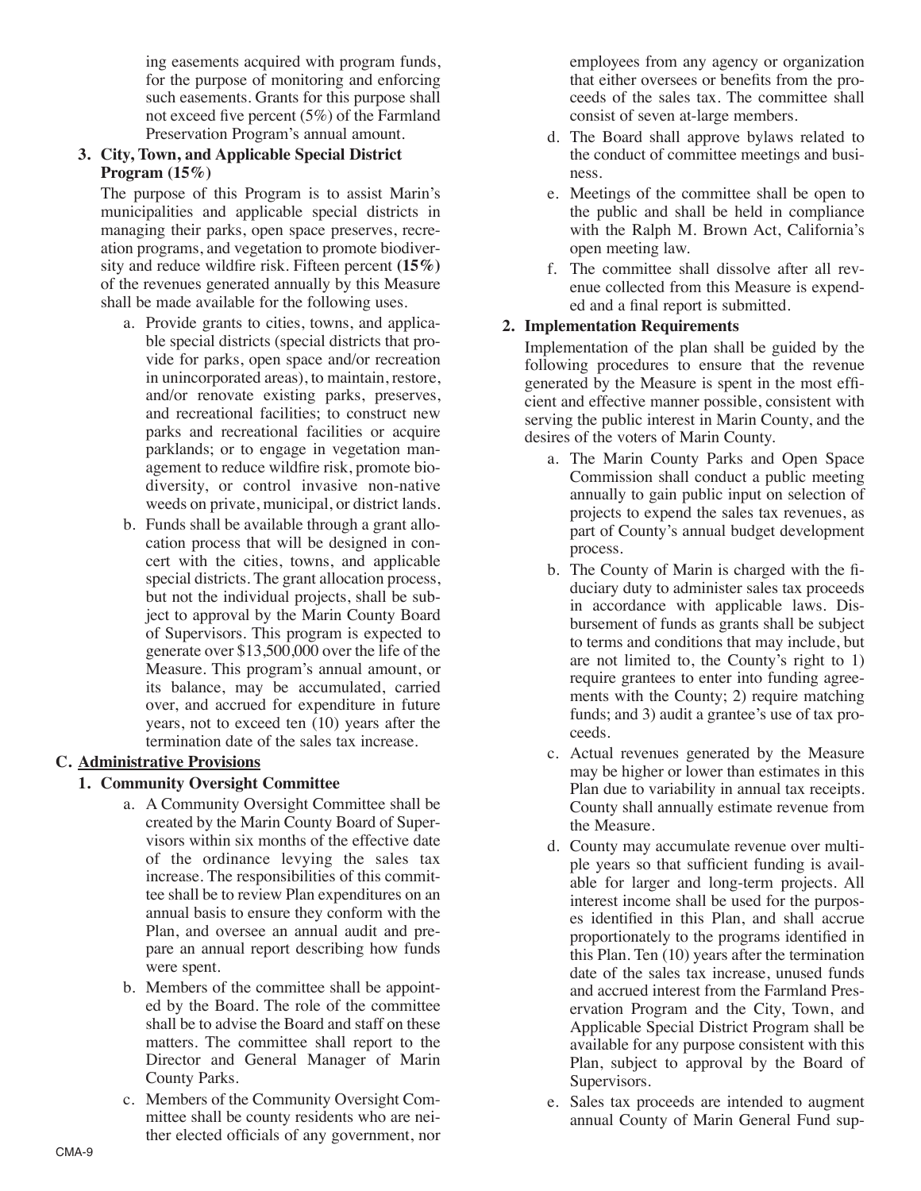ing easements acquired with program funds, for the purpose of monitoring and enforcing such easements. Grants for this purpose shall not exceed five percent (5%) of the Farmland Preservation Program's annual amount.

**3. City, Town, and Applicable Special District Program (15%)**

The purpose of this Program is to assist Marin's municipalities and applicable special districts in managing their parks, open space preserves, recreation programs, and vegetation to promote biodiversity and reduce wildfire risk. Fifteen percent **(15%)** of the revenues generated annually by this Measure shall be made available for the following uses.

a. Provide grants to cities, towns, and applicable special districts (special districts that provide for parks, open space and/or recreation in unincorporated areas), to maintain, restore, and/or renovate existing parks, preserves, and recreational facilities; to construct new parks and recreational facilities or acquire parklands; or to engage in vegetation management to reduce wildfire risk, promote biodiversity, or control invasive non-native weeds on private, municipal, or district lands.

b. Funds shall be available through a grant allocation process that will be designed in concert with the cities, towns, and applicable special districts. The grant allocation process, but not the individual projects, shall be subject to approval by the Marin County Board of Supervisors. This program is expected to generate over $13,500,000 over the life of the Measure. This program's annual amount, or its balance, may be accumulated, carried over, and accrued for expenditure in future years, not to exceed ten (10) years after the termination date of the sales tax increase.

**C. Administrative Provisions**

**1. Community Oversight Committee**

a. A Community Oversight Committee shall be created by the Marin County Board of Supervisors within six months of the effective date of the ordinance levying the sales tax increase. The responsibilities of this committee shall be to review Plan expenditures on an annual basis to ensure they conform with the Plan, and oversee an annual audit and prepare an annual report describing how funds were spent.

b. Members of the committee shall be appointed by the Board. The role of the committee shall be to advise the Board and staff on these matters. The committee shall report to the Director and General Manager of Marin County Parks.

c. Members of the Community Oversight Committee shall be county residents who are neither elected officials of any government, nor employees from any agency or organization that either oversees or benefits from the proceeds of the sales tax. The committee shall consist of seven at-large members.

d. The Board shall approve bylaws related to the conduct of committee meetings and business.

e. Meetings of the committee shall be open to the public and shall be held in compliance with the Ralph M. Brown Act, California's open meeting law.

f. The committee shall dissolve after all revenue collected from this Measure is expended and a final report is submitted.

**2. Implementation Requirements**

Implementation of the plan shall be guided by the following procedures to ensure that the revenue generated by the Measure is spent in the most efficient and effective manner possible, consistent with serving the public interest in Marin County, and the desires of the voters of Marin County.

a. The Marin County Parks and Open Space Commission shall conduct a public meeting annually to gain public input on selection of projects to expend the sales tax revenues, as part of County's annual budget development process.

b. The County of Marin is charged with the fiduciary duty to administer sales tax proceeds in accordance with applicable laws. Disbursement of funds as grants shall be subject to terms and conditions that may include, but are not limited to, the County's right to 1) require grantees to enter into funding agreements with the County; 2) require matching funds; and 3) audit a grantee's use of tax proceeds.

c. Actual revenues generated by the Measure may be higher or lower than estimates in this Plan due to variability in annual tax receipts. County shall annually estimate revenue from the Measure.

d. County may accumulate revenue over multiple years so that sufficient funding is available for larger and long-term projects. All interest income shall be used for the purposes identified in this Plan, and shall accrue proportionately to the programs identified in this Plan. Ten (10) years after the termination date of the sales tax increase, unused funds and accrued interest from the Farmland Preservation Program and the City, Town, and Applicable Special District Program shall be available for any purpose consistent with this Plan, subject to approval by the Board of Supervisors.

e. Sales tax proceeds are intended to augment annual County of Marin General Fund sup-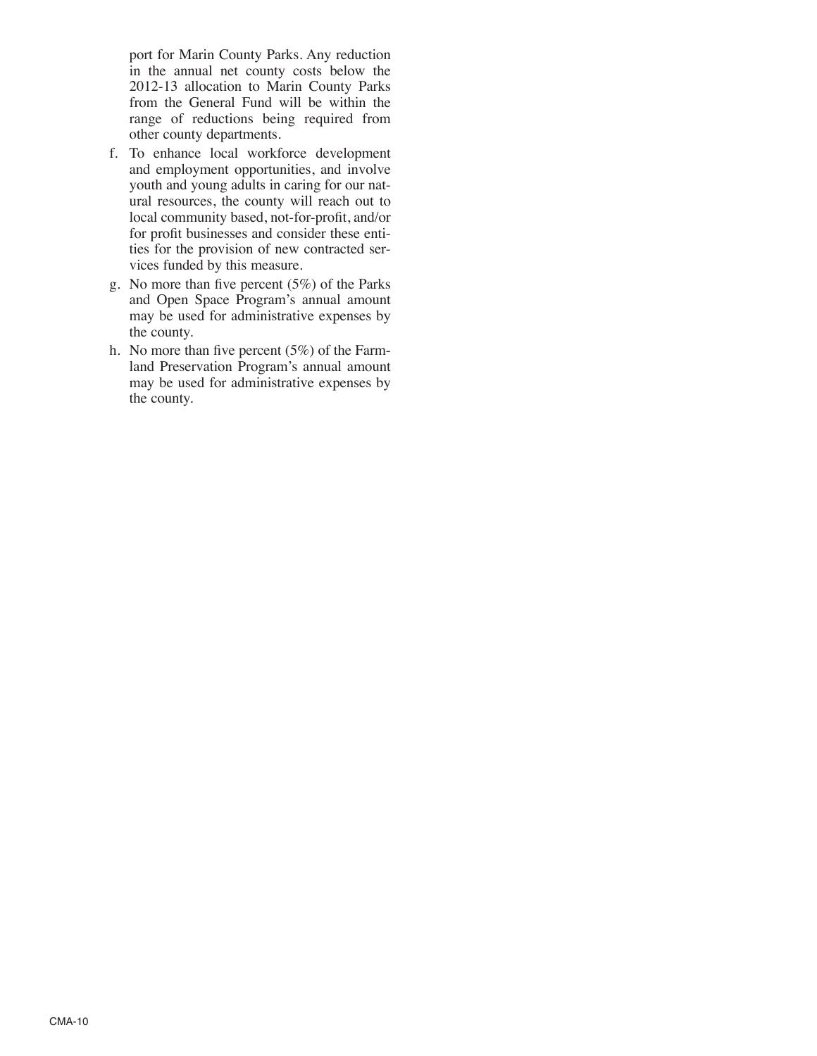port for Marin County Parks. Any reduction in the annual net county costs below the 2012-13 allocation to Marin County Parks from the General Fund will be within the range of reductions being required from other county departments.

f. To enhance local workforce development and employment opportunities, and involve youth and young adults in caring for our natural resources, the county will reach out to local community based, not-for-profit, and/or for profit businesses and consider these entities for the provision of new contracted services funded by this measure.

g. No more than five percent (5%) of the Parks and Open Space Program's annual amount may be used for administrative expenses by the county.

h. No more than five percent (5%) of the Farmland Preservation Program's annual amount may be used for administrative expenses by the county.